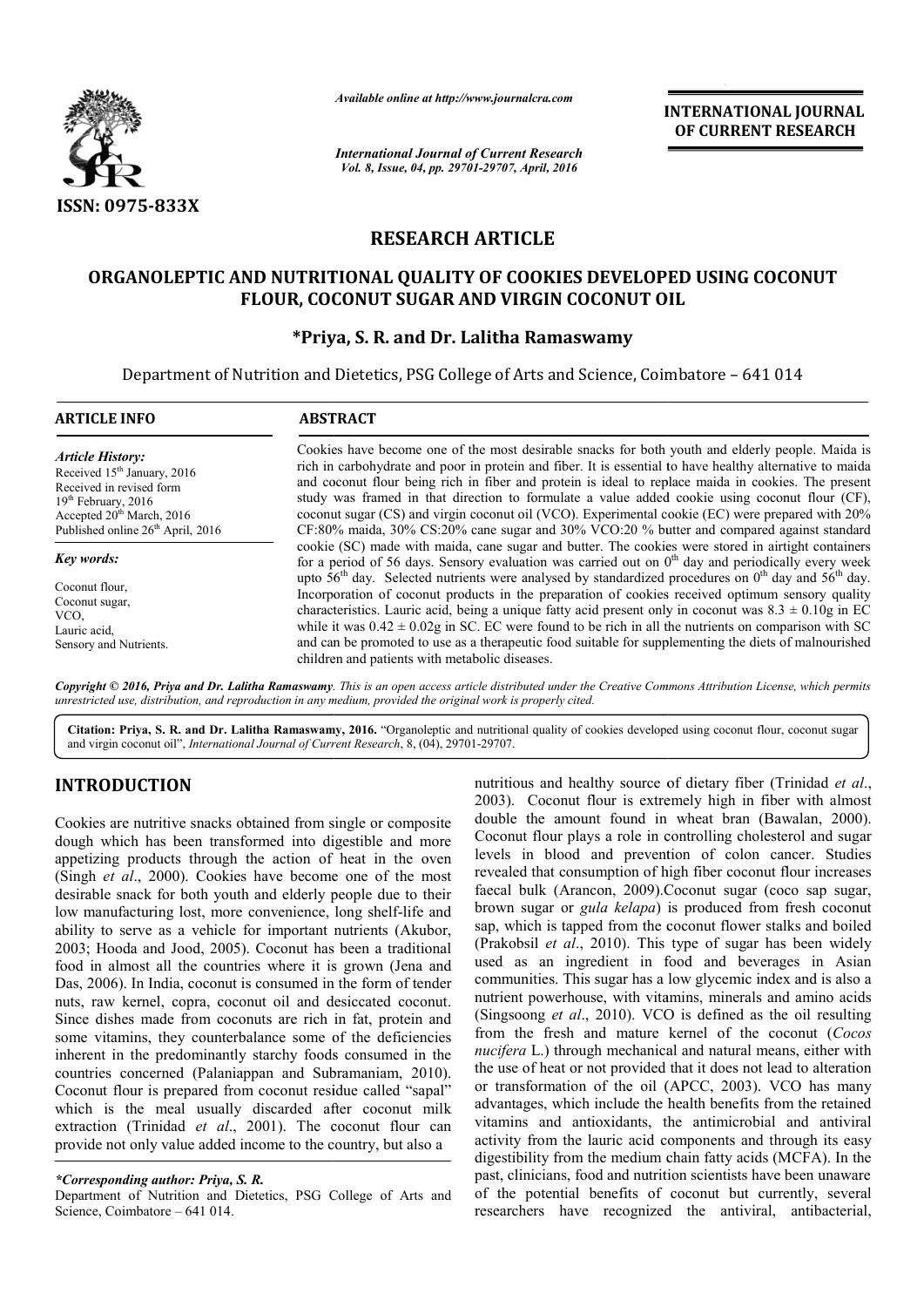*Available online at http://www.journalcra.com*

*International Journal of Current Research*
*Vol. 8, Issue, 04, pp. 29701-29707, April, 2016*

**INTERNATIONAL JOURNAL OF CURRENT RESEARCH**

ISSN: 0975-833X

## RESEARCH ARTICLE

# ORGANOLEPTIC AND NUTRITIONAL QUALITY OF COOKIES DEVELOPED USING COCONUT FLOUR, COCONUT SUGAR AND VIRGIN COCONUT OIL

**\*Priya, S. R. and Dr. Lalitha Ramaswamy**

Department of Nutrition and Dietetics, PSG College of Arts and Science, Coimbatore – 641 014

### ARTICLE INFO

*Article History:*
Received 15th January, 2016
Received in revised form
19th February, 2016
Accepted 20th March, 2016
Published online 26th April, 2016

*Key words:*
Coconut flour,
Coconut sugar,
VCO,
Lauric acid,
Sensory and Nutrients.

### ABSTRACT

Cookies have become one of the most desirable snacks for both youth and elderly people. Maida is rich in carbohydrate and poor in protein and fiber. It is essential to have healthy alternative to maida and coconut flour being rich in fiber and protein is ideal to replace maida in cookies. The present study was framed in that direction to formulate a value added cookie using coconut flour (CF), coconut sugar (CS) and virgin coconut oil (VCO). Experimental cookie (EC) were prepared with 20% CF:80% maida, 30% CS:20% cane sugar and 30% VCO:20 % butter and compared against standard cookie (SC) made with maida, cane sugar and butter. The cookies were stored in airtight containers for a period of 56 days. Sensory evaluation was carried out on 0th day and periodically every week upto 56th day. Selected nutrients were analysed by standardized procedures on 0th day and 56th day. Incorporation of coconut products in the preparation of cookies received optimum sensory quality characteristics. Lauric acid, being a unique fatty acid present only in coconut was 8.3 ± 0.10g in EC while it was 0.42 ± 0.02g in SC. EC were found to be rich in all the nutrients on comparison with SC and can be promoted to use as a therapeutic food suitable for supplementing the diets of malnourished children and patients with metabolic diseases.

*Copyright © 2016, Priya and Dr. Lalitha Ramaswamy. This is an open access article distributed under the Creative Commons Attribution License, which permits unrestricted use, distribution, and reproduction in any medium, provided the original work is properly cited.*

**Citation: Priya, S. R. and Dr. Lalitha Ramaswamy, 2016.** "Organoleptic and nutritional quality of cookies developed using coconut flour, coconut sugar and virgin coconut oil", *International Journal of Current Research*, 8, (04), 29701-29707.

## INTRODUCTION

Cookies are nutritive snacks obtained from single or composite dough which has been transformed into digestible and more appetizing products through the action of heat in the oven (Singh *et al*., 2000). Cookies have become one of the most desirable snack for both youth and elderly people due to their low manufacturing lost, more convenience, long shelf-life and ability to serve as a vehicle for important nutrients (Akubor, 2003; Hooda and Jood, 2005). Coconut has been a traditional food in almost all the countries where it is grown (Jena and Das, 2006). In India, coconut is consumed in the form of tender nuts, raw kernel, copra, coconut oil and desiccated coconut. Since dishes made from coconuts are rich in fat, protein and some vitamins, they counterbalance some of the deficiencies inherent in the predominantly starchy foods consumed in the countries concerned (Palaniappan and Subramaniam, 2010). Coconut flour is prepared from coconut residue called "sapal" which is the meal usually discarded after coconut milk extraction (Trinidad *et al*., 2001). The coconut flour can provide not only value added income to the country, but also a nutritious and healthy source of dietary fiber (Trinidad *et al*., 2003). Coconut flour is extremely high in fiber with almost double the amount found in wheat bran (Bawalan, 2000). Coconut flour plays a role in controlling cholesterol and sugar levels in blood and prevention of colon cancer. Studies revealed that consumption of high fiber coconut flour increases faecal bulk (Arancon, 2009).Coconut sugar (coco sap sugar, brown sugar or *gula kelapa*) is produced from fresh coconut sap, which is tapped from the coconut flower stalks and boiled (Prakobsil *et al*., 2010). This type of sugar has been widely used as an ingredient in food and beverages in Asian communities. This sugar has a low glycemic index and is also a nutrient powerhouse, with vitamins, minerals and amino acids (Singsoong *et al*., 2010). VCO is defined as the oil resulting from the fresh and mature kernel of the coconut (*Cocos nucifera* L.) through mechanical and natural means, either with the use of heat or not provided that it does not lead to alteration or transformation of the oil (APCC, 2003). VCO has many advantages, which include the health benefits from the retained vitamins and antioxidants, the antimicrobial and antiviral activity from the lauric acid components and through its easy digestibility from the medium chain fatty acids (MCFA). In the past, clinicians, food and nutrition scientists have been unaware of the potential benefits of coconut but currently, several researchers have recognized the antiviral, antibacterial,

*\*Corresponding author: Priya, S. R.*
Department of Nutrition and Dietetics, PSG College of Arts and Science, Coimbatore – 641 014.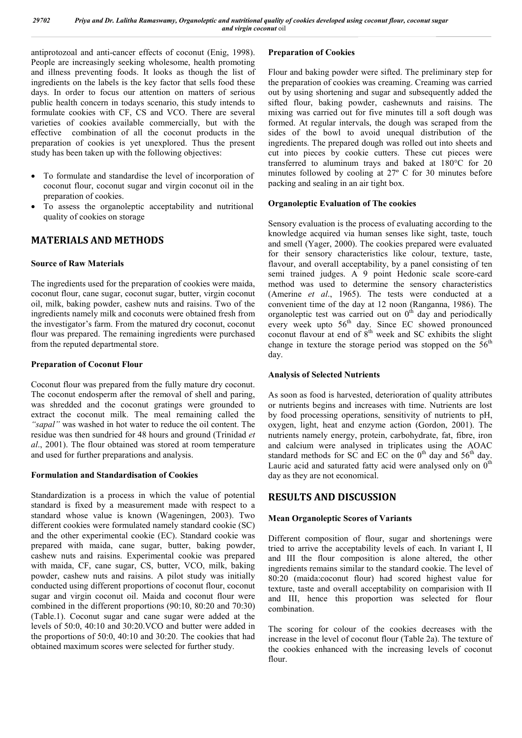antiprotozoal and anti-cancer effects of coconut (Enig, 1998). People are increasingly seeking wholesome, health promoting and illness preventing foods. It looks as though the list of ingredients on the labels is the key factor that sells food these days. In order to focus our attention on matters of serious public health concern in todays scenario, this study intends to formulate cookies with CF, CS and VCO. There are several varieties of cookies available commercially, but with the effective combination of all the coconut products in the preparation of cookies is yet unexplored. Thus the present study has been taken up with the following objectives:

- To formulate and standardise the level of incorporation of coconut flour, coconut sugar and virgin coconut oil in the preparation of cookies.
- To assess the organoleptic acceptability and nutritional quality of cookies on storage

## MATERIALS AND METHODS

### Source of Raw Materials

The ingredients used for the preparation of cookies were maida, coconut flour, cane sugar, coconut sugar, butter, virgin coconut oil, milk, baking powder, cashew nuts and raisins. Two of the ingredients namely milk and coconuts were obtained fresh from the investigator's farm. From the matured dry coconut, coconut flour was prepared. The remaining ingredients were purchased from the reputed departmental store.

### Preparation of Coconut Flour

Coconut flour was prepared from the fully mature dry coconut. The coconut endosperm after the removal of shell and paring, was shredded and the coconut gratings were grounded to extract the coconut milk. The meal remaining called the *"sapal"* was washed in hot water to reduce the oil content. The residue was then sundried for 48 hours and ground (Trinidad *et al*., 2001). The flour obtained was stored at room temperature and used for further preparations and analysis.

### Formulation and Standardisation of Cookies

Standardization is a process in which the value of potential standard is fixed by a measurement made with respect to a standard whose value is known (Wageningen, 2003). Two different cookies were formulated namely standard cookie (SC) and the other experimental cookie (EC). Standard cookie was prepared with maida, cane sugar, butter, baking powder, cashew nuts and raisins. Experimental cookie was prepared with maida, CF, cane sugar, CS, butter, VCO, milk, baking powder, cashew nuts and raisins. A pilot study was initially conducted using different proportions of coconut flour, coconut sugar and virgin coconut oil. Maida and coconut flour were combined in the different proportions (90:10, 80:20 and 70:30) (Table.1). Coconut sugar and cane sugar were added at the levels of 50:0, 40:10 and 30:20.VCO and butter were added in the proportions of 50:0, 40:10 and 30:20. The cookies that had obtained maximum scores were selected for further study.

### Preparation of Cookies

Flour and baking powder were sifted. The preliminary step for the preparation of cookies was creaming. Creaming was carried out by using shortening and sugar and subsequently added the sifted flour, baking powder, cashewnuts and raisins. The mixing was carried out for five minutes till a soft dough was formed. At regular intervals, the dough was scraped from the sides of the bowl to avoid unequal distribution of the ingredients. The prepared dough was rolled out into sheets and cut into pieces by cookie cutters. These cut pieces were transferred to aluminum trays and baked at 180°C for 20 minutes followed by cooling at 27° C for 30 minutes before packing and sealing in an air tight box.

### Organoleptic Evaluation of The cookies

Sensory evaluation is the process of evaluating according to the knowledge acquired via human senses like sight, taste, touch and smell (Yager, 2000). The cookies prepared were evaluated for their sensory characteristics like colour, texture, taste, flavour, and overall acceptability, by a panel consisting of ten semi trained judges. A 9 point Hedonic scale score-card method was used to determine the sensory characteristics (Amerine *et al*., 1965). The tests were conducted at a convenient time of the day at 12 noon (Ranganna, 1986). The organoleptic test was carried out on 0th day and periodically every week upto 56th day. Since EC showed pronounced coconut flavour at end of 8th week and SC exhibits the slight change in texture the storage period was stopped on the 56th day.

### Analysis of Selected Nutrients

As soon as food is harvested, deterioration of quality attributes or nutrients begins and increases with time. Nutrients are lost by food processing operations, sensitivity of nutrients to pH, oxygen, light, heat and enzyme action (Gordon, 2001). The nutrients namely energy, protein, carbohydrate, fat, fibre, iron and calcium were analysed in triplicates using the AOAC standard methods for SC and EC on the 0th day and 56th day. Lauric acid and saturated fatty acid were analysed only on 0th day as they are not economical.

## RESULTS AND DISCUSSION

### Mean Organoleptic Scores of Variants

Different composition of flour, sugar and shortenings were tried to arrive the acceptability levels of each. In variant I, II and III the flour composition is alone altered, the other ingredients remains similar to the standard cookie. The level of 80:20 (maida:coconut flour) had scored highest value for texture, taste and overall acceptability on comparision with II and III, hence this proportion was selected for flour combination.

The scoring for colour of the cookies decreases with the increase in the level of coconut flour (Table 2a). The texture of the cookies enhanced with the increasing levels of coconut flour.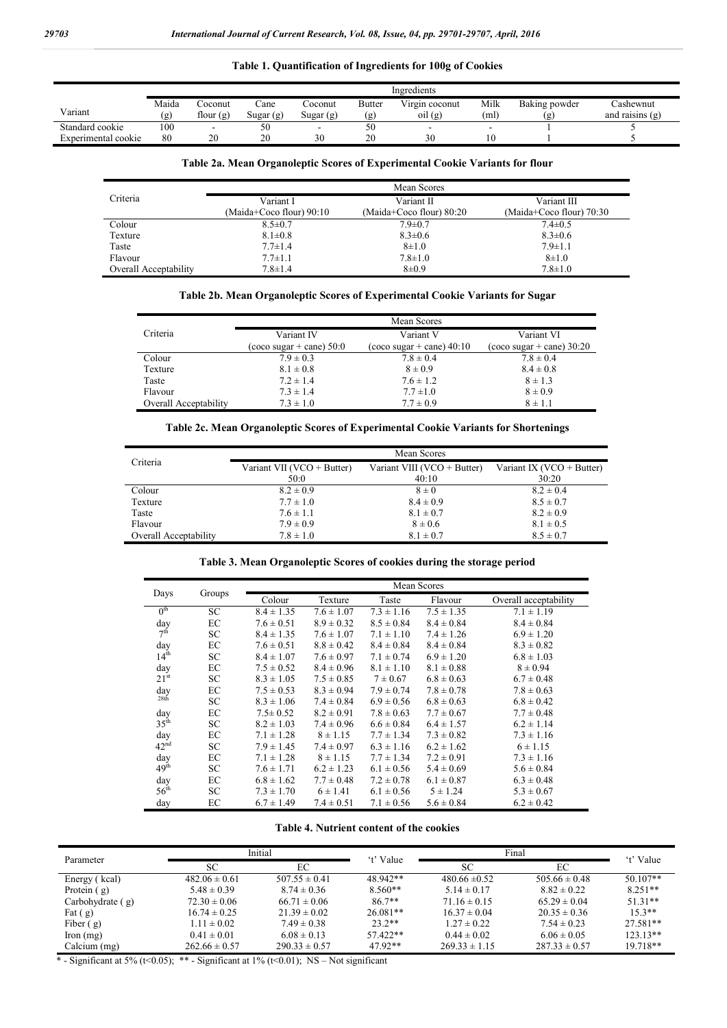**Table 1. Quantification of Ingredients for 100g of Cookies**

| Variant | Ingredients | | | | | | | | |
|---|---|---|---|---|---|---|---|---|---|
| | Maida (g) | Coconut flour (g) | Cane Sugar (g) | Coconut Sugar (g) | Butter (g) | Virgin coconut oil (g) | Milk (ml) | Baking powder (g) | Cashewnut and raisins (g) |
| Standard cookie | 100 | - | 50 | - | 50 | - | - | 1 | 5 |
| Experimental cookie | 80 | 20 | 20 | 30 | 20 | 30 | 10 | 1 | 5 |

**Table 2a. Mean Organoleptic Scores of Experimental Cookie Variants for flour**

| Criteria | Mean Scores | | |
|---|---|---|---|
| | Variant I (Maida+Coco flour) 90:10 | Variant II (Maida+Coco flour) 80:20 | Variant III (Maida+Coco flour) 70:30 |
| Colour | 8.5±0.7 | 7.9±0.7 | 7.4±0.5 |
| Texture | 8.1±0.8 | 8.3±0.6 | 8.3±0.6 |
| Taste | 7.7±1.4 | 8±1.0 | 7.9±1.1 |
| Flavour | 7.7±1.1 | 7.8±1.0 | 8±1.0 |
| Overall Acceptability | 7.8±1.4 | 8±0.9 | 7.8±1.0 |

**Table 2b. Mean Organoleptic Scores of Experimental Cookie Variants for Sugar**

| Criteria | Mean Scores | | |
|---|---|---|---|
| | Variant IV (coco sugar + cane) 50:0 | Variant V (coco sugar + cane) 40:10 | Variant VI (coco sugar + cane) 30:20 |
| Colour | 7.9 ± 0.3 | 7.8 ± 0.4 | 7.8 ± 0.4 |
| Texture | 8.1 ± 0.8 | 8 ± 0.9 | 8.4 ± 0.8 |
| Taste | 7.2 ± 1.4 | 7.6 ± 1.2 | 8 ± 1.3 |
| Flavour | 7.3 ± 1.4 | 7.7 ± 1.0 | 8 ± 0.9 |
| Overall Acceptability | 7.3 ± 1.0 | 7.7 ± 0.9 | 8 ± 1.1 |

**Table 2c. Mean Organoleptic Scores of Experimental Cookie Variants for Shortenings**

| Criteria | Mean Scores | | |
|---|---|---|---|
| | Variant VII (VCO + Butter) 50:0 | Variant VIII (VCO + Butter) 40:10 | Variant IX (VCO + Butter) 30:20 |
| Colour | 8.2 ± 0.9 | 8 ± 0 | 8.2 ± 0.4 |
| Texture | 7.7 ± 1.0 | 8.4 ± 0.9 | 8.5 ± 0.7 |
| Taste | 7.6 ± 1.1 | 8.1 ± 0.7 | 8.2 ± 0.9 |
| Flavour | 7.9 ± 0.9 | 8 ± 0.6 | 8.1 ± 0.5 |
| Overall Acceptability | 7.8 ± 1.0 | 8.1 ± 0.7 | 8.5 ± 0.7 |

**Table 3. Mean Organoleptic Scores of cookies during the storage period**

| Days | Groups | Mean Scores | | | | |
|---|---|---|---|---|---|---|
| | | Colour | Texture | Taste | Flavour | Overall acceptability |
| 0th day | SC | 8.4 ± 1.35 | 7.6 ± 1.07 | 7.3 ± 1.16 | 7.5 ± 1.35 | 7.1 ± 1.19 |
| | EC | 7.6 ± 0.51 | 8.9 ± 0.32 | 8.5 ± 0.84 | 8.4 ± 0.84 | 8.4 ± 0.84 |
| 7th day | SC | 8.4 ± 1.35 | 7.6 ± 1.07 | 7.1 ± 1.10 | 7.4 ± 1.26 | 6.9 ± 1.20 |
| | EC | 7.6 ± 0.51 | 8.8 ± 0.42 | 8.4 ± 0.84 | 8.4 ± 0.84 | 8.3 ± 0.82 |
| 14th day | SC | 8.4 ± 1.07 | 7.6 ± 0.97 | 7.1 ± 0.74 | 6.9 ± 1.20 | 6.8 ± 1.03 |
| | EC | 7.5 ± 0.52 | 8.4 ± 0.96 | 8.1 ± 1.10 | 8.1 ± 0.88 | 8 ± 0.94 |
| 21st day | SC | 8.3 ± 1.05 | 7.5 ± 0.85 | 7 ± 0.67 | 6.8 ± 0.63 | 6.7 ± 0.48 |
| | EC | 7.5 ± 0.53 | 8.3 ± 0.94 | 7.9 ± 0.74 | 7.8 ± 0.78 | 7.8 ± 0.63 |
| 28th day | SC | 8.3 ± 1.06 | 7.4 ± 0.84 | 6.9 ± 0.56 | 6.8 ± 0.63 | 6.8 ± 0.42 |
| | EC | 7.5± 0.52 | 8.2 ± 0.91 | 7.8 ± 0.63 | 7.7 ± 0.67 | 7.7 ± 0.48 |
| 35th day | SC | 8.2 ± 1.03 | 7.4 ± 0.96 | 6.6 ± 0.84 | 6.4 ± 1.57 | 6.2 ± 1.14 |
| | EC | 7.1 ± 1.28 | 8 ± 1.15 | 7.7 ± 1.34 | 7.3 ± 0.82 | 7.3 ± 1.16 |
| 42nd day | SC | 7.9 ± 1.45 | 7.4 ± 0.97 | 6.3 ± 1.16 | 6.2 ± 1.62 | 6 ± 1.15 |
| | EC | 7.1 ± 1.28 | 8 ± 1.15 | 7.7 ± 1.34 | 7.2 ± 0.91 | 7.3 ± 1.16 |
| 49th day | SC | 7.6 ± 1.71 | 6.2 ± 1.23 | 6.1 ± 0.56 | 5.4 ± 0.69 | 5.6 ± 0.84 |
| | EC | 6.8 ± 1.62 | 7.7 ± 0.48 | 7.2 ± 0.78 | 6.1 ± 0.87 | 6.3 ± 0.48 |
| 56th day | SC | 7.3 ± 1.70 | 6 ± 1.41 | 6.1 ± 0.56 | 5 ± 1.24 | 5.3 ± 0.67 |
| | EC | 6.7 ± 1.49 | 7.4 ± 0.51 | 7.1 ± 0.56 | 5.6 ± 0.84 | 6.2 ± 0.42 |

**Table 4. Nutrient content of the cookies**

| Parameter | Initial | | 't' Value | Final | | 't' Value |
|---|---|---|---|---|---|---|
| | SC | EC | | SC | EC | |
| Energy ( kcal) | 482.06 ± 0.61 | 507.55 ± 0.41 | 48.942** | 480.66 ±0.52 | 505.66 ± 0.48 | 50.107** |
| Protein ( g) | 5.48 ± 0.39 | 8.74 ± 0.36 | 8.560** | 5.14 ± 0.17 | 8.82 ± 0.22 | 8.251** |
| Carbohydrate ( g) | 72.30 ± 0.06 | 66.71 ± 0.06 | 86.7** | 71.16 ± 0.15 | 65.29 ± 0.04 | 51.31** |
| Fat ( g) | 16.74 ± 0.25 | 21.39 ± 0.02 | 26.081** | 16.37 ± 0.04 | 20.35 ± 0.36 | 15.3** |
| Fiber ( g) | 1.11 ± 0.02 | 7.49 ± 0.38 | 23.2** | 1.27 ± 0.22 | 7.54 ± 0.23 | 27.581** |
| Iron (mg) | 0.41 ± 0.01 | 6.08 ± 0.13 | 57.422** | 0.44 ± 0.02 | 6.06 ± 0.05 | 123.13** |
| Calcium (mg) | 262.66 ± 0.57 | 290.33 ± 0.57 | 47.92** | 269.33 ± 1.15 | 287.33 ± 0.57 | 19.718** |

\* - Significant at 5% (t<0.05); ** - Significant at 1% (t<0.01); NS – Not significant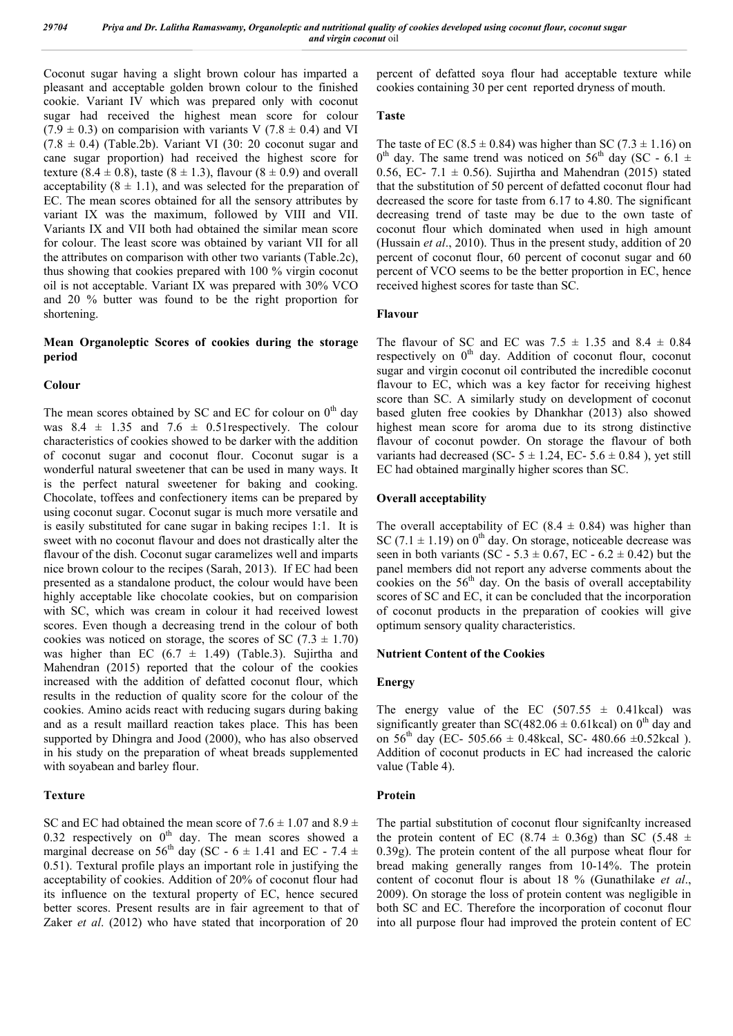Coconut sugar having a slight brown colour has imparted a pleasant and acceptable golden brown colour to the finished cookie. Variant IV which was prepared only with coconut sugar had received the highest mean score for colour ($7.9 \pm 0.3$) on comparision with variants V ($7.8 \pm 0.4$) and VI ($7.8 \pm 0.4$) (Table.2b). Variant VI (30: 20 coconut sugar and cane sugar proportion) had received the highest score for texture ($8.4 \pm 0.8$), taste ($8 \pm 1.3$), flavour ($8 \pm 0.9$) and overall acceptability ($8 \pm 1.1$), and was selected for the preparation of EC. The mean scores obtained for all the sensory attributes by variant IX was the maximum, followed by VIII and VII. Variants IX and VII both had obtained the similar mean score for colour. The least score was obtained by variant VII for all the attributes on comparison with other two variants (Table.2c), thus showing that cookies prepared with 100 % virgin coconut oil is not acceptable. Variant IX was prepared with 30% VCO and 20 % butter was found to be the right proportion for shortening.

## Mean Organoleptic Scores of cookies during the storage period

### Colour

The mean scores obtained by SC and EC for colour on $0^{th}$ day was $8.4 \pm 1.35$ and $7.6 \pm 0.51$respectively. The colour characteristics of cookies showed to be darker with the addition of coconut sugar and coconut flour. Coconut sugar is a wonderful natural sweetener that can be used in many ways. It is the perfect natural sweetener for baking and cooking. Chocolate, toffees and confectionery items can be prepared by using coconut sugar. Coconut sugar is much more versatile and is easily substituted for cane sugar in baking recipes 1:1. It is sweet with no coconut flavour and does not drastically alter the flavour of the dish. Coconut sugar caramelizes well and imparts nice brown colour to the recipes (Sarah, 2013). If EC had been presented as a standalone product, the colour would have been highly acceptable like chocolate cookies, but on comparision with SC, which was cream in colour it had received lowest scores. Even though a decreasing trend in the colour of both cookies was noticed on storage, the scores of SC ($7.3 \pm 1.70$) was higher than EC ($6.7 \pm 1.49$) (Table.3). Sujirtha and Mahendran (2015) reported that the colour of the cookies increased with the addition of defatted coconut flour, which results in the reduction of quality score for the colour of the cookies. Amino acids react with reducing sugars during baking and as a result maillard reaction takes place. This has been supported by Dhingra and Jood (2000), who has also observed in his study on the preparation of wheat breads supplemented with soyabean and barley flour.

### Texture

SC and EC had obtained the mean score of $7.6 \pm 1.07$ and $8.9 \pm 0.32$ respectively on $0^{th}$ day. The mean scores showed a marginal decrease on $56^{th}$ day (SC - $6 \pm 1.41$ and EC - $7.4 \pm 0.51$). Textural profile plays an important role in justifying the acceptability of cookies. Addition of 20% of coconut flour had its influence on the textural property of EC, hence secured better scores. Present results are in fair agreement to that of Zaker *et al*. (2012) who have stated that incorporation of 20 percent of defatted soya flour had acceptable texture while cookies containing 30 per cent reported dryness of mouth.

### Taste

The taste of EC ($8.5 \pm 0.84$) was higher than SC ($7.3 \pm 1.16$) on $0^{th}$ day. The same trend was noticed on $56^{th}$ day (SC - $6.1 \pm 0.56$, EC- $7.1 \pm 0.56$). Sujirtha and Mahendran (2015) stated that the substitution of 50 percent of defatted coconut flour had decreased the score for taste from 6.17 to 4.80. The significant decreasing trend of taste may be due to the own taste of coconut flour which dominated when used in high amount (Hussain *et al*., 2010). Thus in the present study, addition of 20 percent of coconut flour, 60 percent of coconut sugar and 60 percent of VCO seems to be the better proportion in EC, hence received highest scores for taste than SC.

### Flavour

The flavour of SC and EC was $7.5 \pm 1.35$ and $8.4 \pm 0.84$ respectively on $0^{th}$ day. Addition of coconut flour, coconut sugar and virgin coconut oil contributed the incredible coconut flavour to EC, which was a key factor for receiving highest score than SC. A similarly study on development of coconut based gluten free cookies by Dhankhar (2013) also showed highest mean score for aroma due to its strong distinctive flavour of coconut powder. On storage the flavour of both variants had decreased (SC- $5 \pm 1.24$, EC- $5.6 \pm 0.84$ ), yet still EC had obtained marginally higher scores than SC.

### Overall acceptability

The overall acceptability of EC ($8.4 \pm 0.84$) was higher than SC ($7.1 \pm 1.19$) on $0^{th}$ day. On storage, noticeable decrease was seen in both variants (SC - $5.3 \pm 0.67$, EC - $6.2 \pm 0.42$) but the panel members did not report any adverse comments about the cookies on the $56^{th}$ day. On the basis of overall acceptability scores of SC and EC, it can be concluded that the incorporation of coconut products in the preparation of cookies will give optimum sensory quality characteristics.

## Nutrient Content of the Cookies

### Energy

The energy value of the EC ($507.55 \pm 0.41$kcal) was significantly greater than SC($482.06 \pm 0.61$kcal) on $0^{th}$ day and on $56^{th}$ day (EC- $505.66 \pm 0.48$kcal, SC- $480.66 \pm 0.52$kcal ). Addition of coconut products in EC had increased the caloric value (Table 4).

### Protein

The partial substitution of coconut flour signifcanlty increased the protein content of EC ($8.74 \pm 0.36$g) than SC ($5.48 \pm 0.39$g). The protein content of the all purpose wheat flour for bread making generally ranges from 10-14%. The protein content of coconut flour is about 18 % (Gunathilake *et al*., 2009). On storage the loss of protein content was negligible in both SC and EC. Therefore the incorporation of coconut flour into all purpose flour had improved the protein content of EC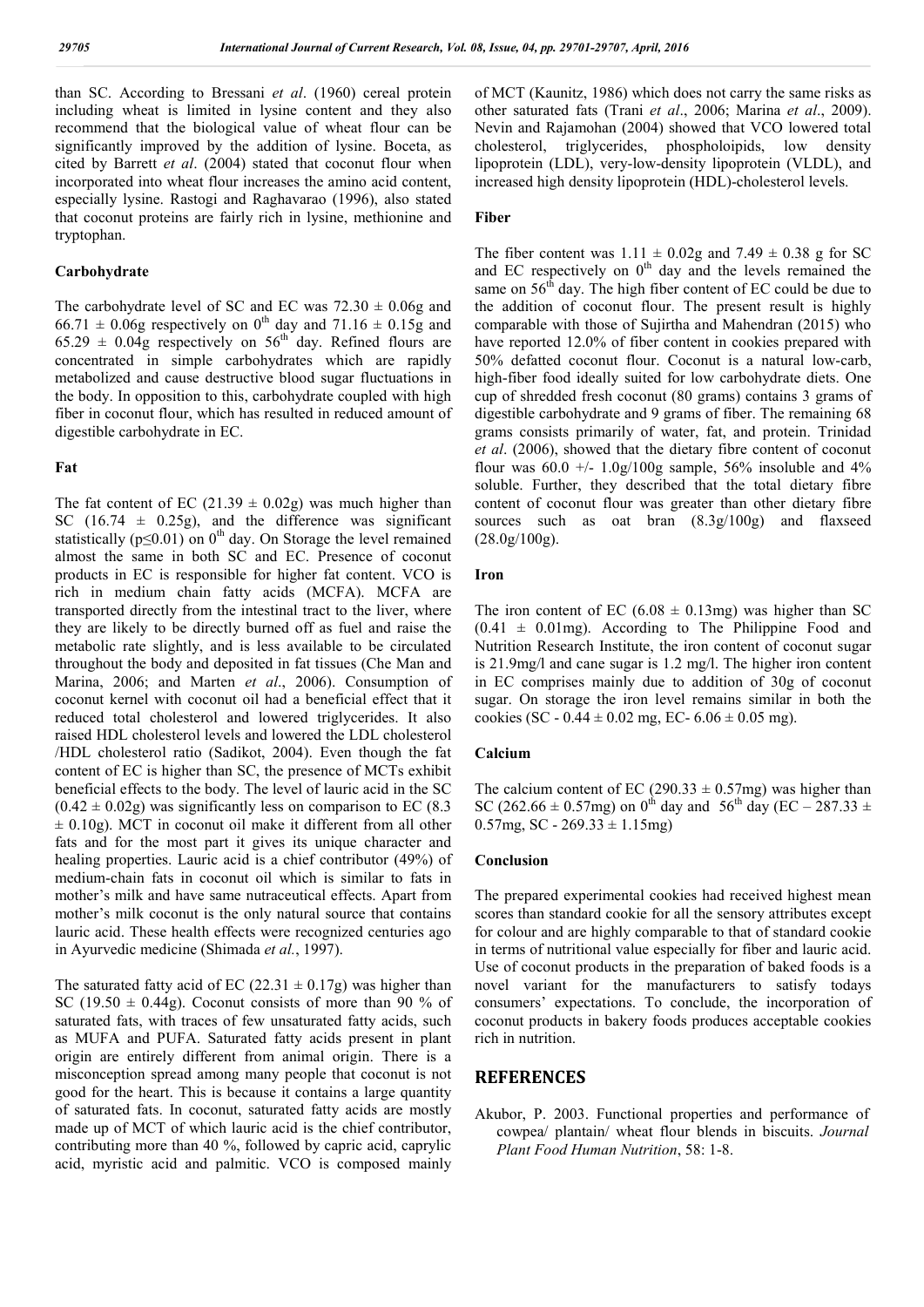than SC. According to Bressani *et al*. (1960) cereal protein including wheat is limited in lysine content and they also recommend that the biological value of wheat flour can be significantly improved by the addition of lysine. Boceta, as cited by Barrett *et al*. (2004) stated that coconut flour when incorporated into wheat flour increases the amino acid content, especially lysine. Rastogi and Raghavarao (1996), also stated that coconut proteins are fairly rich in lysine, methionine and tryptophan.

### Carbohydrate

The carbohydrate level of SC and EC was $72.30 \pm 0.06$g and $66.71 \pm 0.06$g respectively on $0^{th}$ day and $71.16 \pm 0.15$g and $65.29 \pm 0.04$g respectively on $56^{th}$ day. Refined flours are concentrated in simple carbohydrates which are rapidly metabolized and cause destructive blood sugar fluctuations in the body. In opposition to this, carbohydrate coupled with high fiber in coconut flour, which has resulted in reduced amount of digestible carbohydrate in EC.

### Fat

The fat content of EC ($21.39 \pm 0.02$g) was much higher than SC ($16.74 \pm 0.25$g), and the difference was significant statistically ($p \leq 0.01$) on $0^{th}$ day. On Storage the level remained almost the same in both SC and EC. Presence of coconut products in EC is responsible for higher fat content. VCO is rich in medium chain fatty acids (MCFA). MCFA are transported directly from the intestinal tract to the liver, where they are likely to be directly burned off as fuel and raise the metabolic rate slightly, and is less available to be circulated throughout the body and deposited in fat tissues (Che Man and Marina, 2006; and Marten *et al*., 2006). Consumption of coconut kernel with coconut oil had a beneficial effect that it reduced total cholesterol and lowered triglycerides. It also raised HDL cholesterol levels and lowered the LDL cholesterol /HDL cholesterol ratio (Sadikot, 2004). Even though the fat content of EC is higher than SC, the presence of MCTs exhibit beneficial effects to the body. The level of lauric acid in the SC ($0.42 \pm 0.02$g) was significantly less on comparison to EC ($8.3 \pm 0.10$g). MCT in coconut oil make it different from all other fats and for the most part it gives its unique character and healing properties. Lauric acid is a chief contributor (49%) of medium-chain fats in coconut oil which is similar to fats in mother's milk and have same nutraceutical effects. Apart from mother's milk coconut is the only natural source that contains lauric acid. These health effects were recognized centuries ago in Ayurvedic medicine (Shimada *et al.*, 1997).

The saturated fatty acid of EC ($22.31 \pm 0.17$g) was higher than SC ($19.50 \pm 0.44$g). Coconut consists of more than 90 % of saturated fats, with traces of few unsaturated fatty acids, such as MUFA and PUFA. Saturated fatty acids present in plant origin are entirely different from animal origin. There is a misconception spread among many people that coconut is not good for the heart. This is because it contains a large quantity of saturated fats. In coconut, saturated fatty acids are mostly made up of MCT of which lauric acid is the chief contributor, contributing more than 40 %, followed by capric acid, caprylic acid, myristic acid and palmitic. VCO is composed mainly of MCT (Kaunitz, 1986) which does not carry the same risks as other saturated fats (Trani *et al*., 2006; Marina *et al*., 2009). Nevin and Rajamohan (2004) showed that VCO lowered total cholesterol, triglycerides, phospholoipids, low density lipoprotein (LDL), very-low-density lipoprotein (VLDL), and increased high density lipoprotein (HDL)-cholesterol levels.

### Fiber

The fiber content was $1.11 \pm 0.02$g and $7.49 \pm 0.38$ g for SC and EC respectively on $0^{th}$ day and the levels remained the same on $56^{th}$ day. The high fiber content of EC could be due to the addition of coconut flour. The present result is highly comparable with those of Sujirtha and Mahendran (2015) who have reported 12.0% of fiber content in cookies prepared with 50% defatted coconut flour. Coconut is a natural low-carb, high-fiber food ideally suited for low carbohydrate diets. One cup of shredded fresh coconut (80 grams) contains 3 grams of digestible carbohydrate and 9 grams of fiber. The remaining 68 grams consists primarily of water, fat, and protein. Trinidad *et al*. (2006), showed that the dietary fibre content of coconut flour was 60.0 +/- 1.0g/100g sample, 56% insoluble and 4% soluble. Further, they described that the total dietary fibre content of coconut flour was greater than other dietary fibre sources such as oat bran (8.3g/100g) and flaxseed (28.0g/100g).

### Iron

The iron content of EC ($6.08 \pm 0.13$mg) was higher than SC ($0.41 \pm 0.01$mg). According to The Philippine Food and Nutrition Research Institute, the iron content of coconut sugar is 21.9mg/l and cane sugar is 1.2 mg/l. The higher iron content in EC comprises mainly due to addition of 30g of coconut sugar. On storage the iron level remains similar in both the cookies (SC - $0.44 \pm 0.02$ mg, EC- $6.06 \pm 0.05$ mg).

### Calcium

The calcium content of EC ($290.33 \pm 0.57$mg) was higher than SC ($262.66 \pm 0.57$mg) on $0^{th}$ day and $56^{th}$ day (EC – $287.33 \pm 0.57$mg, SC - $269.33 \pm 1.15$mg)

### Conclusion

The prepared experimental cookies had received highest mean scores than standard cookie for all the sensory attributes except for colour and are highly comparable to that of standard cookie in terms of nutritional value especially for fiber and lauric acid. Use of coconut products in the preparation of baked foods is a novel variant for the manufacturers to satisfy todays consumers' expectations. To conclude, the incorporation of coconut products in bakery foods produces acceptable cookies rich in nutrition.

## REFERENCES

Akubor, P. 2003. Functional properties and performance of cowpea/ plantain/ wheat flour blends in biscuits. *Journal Plant Food Human Nutrition*, 58: 1-8.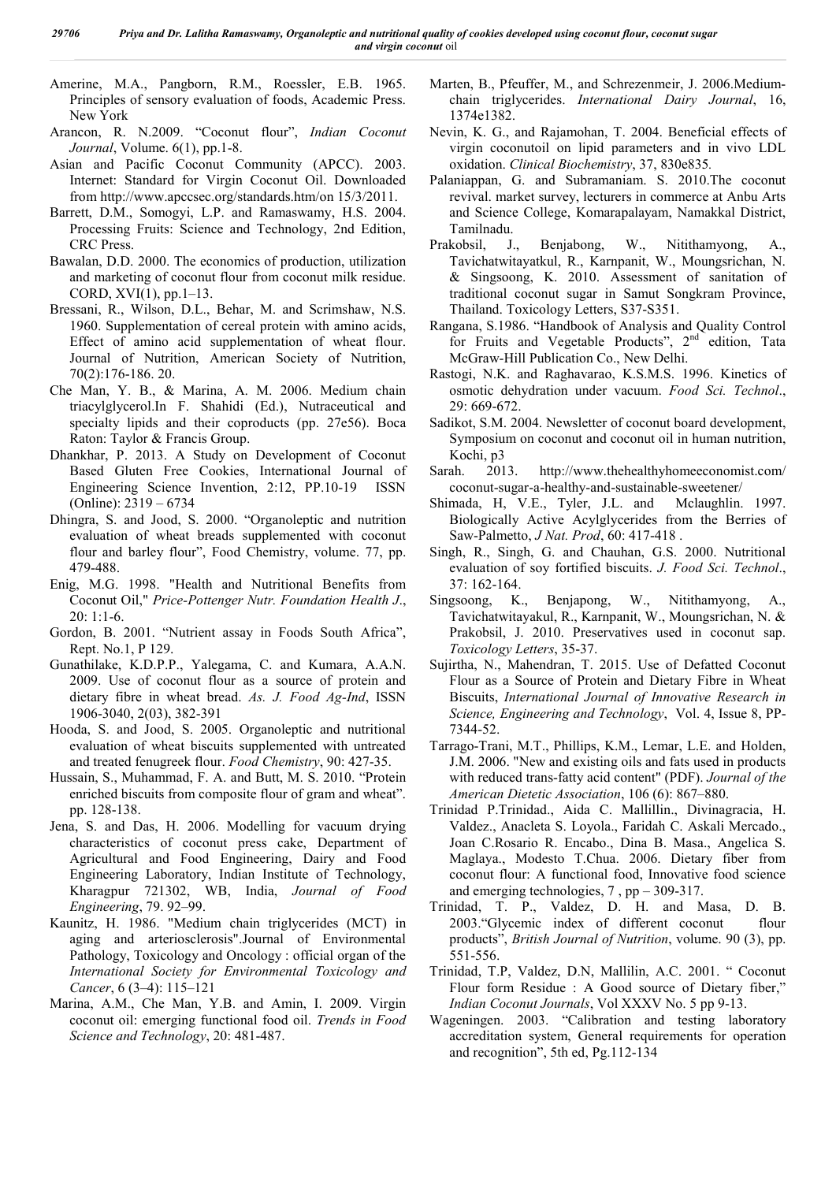Amerine, M.A., Pangborn, R.M., Roessler, E.B. 1965. Principles of sensory evaluation of foods, Academic Press. New York

Arancon, R. N.2009. "Coconut flour", *Indian Coconut Journal*, Volume. 6(1), pp.1-8.

Asian and Pacific Coconut Community (APCC). 2003. Internet: Standard for Virgin Coconut Oil. Downloaded from http://www.apccsec.org/standards.htm/on 15/3/2011.

Barrett, D.M., Somogyi, L.P. and Ramaswamy, H.S. 2004. Processing Fruits: Science and Technology, 2nd Edition, CRC Press.

Bawalan, D.D. 2000. The economics of production, utilization and marketing of coconut flour from coconut milk residue. CORD, XVI(1), pp.1–13.

Bressani, R., Wilson, D.L., Behar, M. and Scrimshaw, N.S. 1960. Supplementation of cereal protein with amino acids, Effect of amino acid supplementation of wheat flour. Journal of Nutrition, American Society of Nutrition, 70(2):176-186. 20.

Che Man, Y. B., & Marina, A. M. 2006. Medium chain triacylglycerol.In F. Shahidi (Ed.), Nutraceutical and specialty lipids and their coproducts (pp. 27e56). Boca Raton: Taylor & Francis Group.

Dhankhar, P. 2013. A Study on Development of Coconut Based Gluten Free Cookies, International Journal of Engineering Science Invention, 2:12, PP.10-19 ISSN (Online): 2319 – 6734

Dhingra, S. and Jood, S. 2000. "Organoleptic and nutrition evaluation of wheat breads supplemented with coconut flour and barley flour", Food Chemistry, volume. 77, pp. 479-488.

Enig, M.G. 1998. "Health and Nutritional Benefits from Coconut Oil," *Price-Pottenger Nutr. Foundation Health J*., 20: 1:1-6.

Gordon, B. 2001. "Nutrient assay in Foods South Africa", Rept. No.1, P 129.

Gunathilake, K.D.P.P., Yalegama, C. and Kumara, A.A.N. 2009. Use of coconut flour as a source of protein and dietary fibre in wheat bread. *As. J. Food Ag-Ind*, ISSN 1906-3040, 2(03), 382-391

Hooda, S. and Jood, S. 2005. Organoleptic and nutritional evaluation of wheat biscuits supplemented with untreated and treated fenugreek flour. *Food Chemistry*, 90: 427-35.

Hussain, S., Muhammad, F. A. and Butt, M. S. 2010. "Protein enriched biscuits from composite flour of gram and wheat". pp. 128-138.

Jena, S. and Das, H. 2006. Modelling for vacuum drying characteristics of coconut press cake, Department of Agricultural and Food Engineering, Dairy and Food Engineering Laboratory, Indian Institute of Technology, Kharagpur 721302, WB, India, *Journal of Food Engineering*, 79. 92–99.

Kaunitz, H. 1986. "Medium chain triglycerides (MCT) in aging and arteriosclerosis".Journal of Environmental Pathology, Toxicology and Oncology : official organ of the *International Society for Environmental Toxicology and Cancer*, 6 (3–4): 115–121

Marina, A.M., Che Man, Y.B. and Amin, I. 2009. Virgin coconut oil: emerging functional food oil. *Trends in Food Science and Technology*, 20: 481-487.

Marten, B., Pfeuffer, M., and Schrezenmeir, J. 2006.Medium-chain triglycerides. *International Dairy Journal*, 16, 1374e1382.

Nevin, K. G., and Rajamohan, T. 2004. Beneficial effects of virgin coconutoil on lipid parameters and in vivo LDL oxidation. *Clinical Biochemistry*, 37, 830e835*.*

Palaniappan, G. and Subramaniam. S. 2010.The coconut revival. market survey, lecturers in commerce at Anbu Arts and Science College, Komarapalayam, Namakkal District, Tamilnadu.

Prakobsil, J., Benjabong, W., Nitithamyong, A., Tavichatwitayatkul, R., Karnpanit, W., Moungsrichan, N. & Singsoong, K. 2010. Assessment of sanitation of traditional coconut sugar in Samut Songkram Province, Thailand. Toxicology Letters, S37-S351.

Rangana, S.1986. "Handbook of Analysis and Quality Control for Fruits and Vegetable Products", 2[nd] edition, Tata McGraw-Hill Publication Co., New Delhi.

Rastogi, N.K. and Raghavarao, K.S.M.S. 1996. Kinetics of osmotic dehydration under vacuum. *Food Sci. Technol*., 29: 669-672.

Sadikot, S.M. 2004. Newsletter of coconut board development, Symposium on coconut and coconut oil in human nutrition, Kochi, p3

Sarah. 2013. http://www.thehealthyhomeeconomist.com/coconut-sugar-a-healthy-and-sustainable-sweetener/

Shimada, H, V.E., Tyler, J.L. and Mclaughlin. 1997. Biologically Active Acylglycerides from the Berries of Saw-Palmetto, *J Nat. Prod*, 60: 417-418 .

Singh, R., Singh, G. and Chauhan, G.S. 2000. Nutritional evaluation of soy fortified biscuits. *J. Food Sci. Technol*., 37: 162-164.

Singsoong, K., Benjapong, W., Nitithamyong, A., Tavichatwitayakul, R., Karnpanit, W., Moungsrichan, N. & Prakobsil, J. 2010. Preservatives used in coconut sap. *Toxicology Letters*, 35-37.

Sujirtha, N., Mahendran, T. 2015. Use of Defatted Coconut Flour as a Source of Protein and Dietary Fibre in Wheat Biscuits, *International Journal of Innovative Research in Science, Engineering and Technology*, Vol. 4, Issue 8, PP-7344-52.

Tarrago-Trani, M.T., Phillips, K.M., Lemar, L.E. and Holden, J.M. 2006. "New and existing oils and fats used in products with reduced trans-fatty acid content" (PDF). *Journal of the American Dietetic Association*, 106 (6): 867–880.

Trinidad P.Trinidad., Aida C. Mallillin., Divinagracia, H. Valdez., Anacleta S. Loyola., Faridah C. Askali Mercado., Joan C.Rosario R. Encabo., Dina B. Masa., Angelica S. Maglaya., Modesto T.Chua. 2006. Dietary fiber from coconut flour: A functional food, Innovative food science and emerging technologies, 7 , pp – 309-317.

Trinidad, T. P., Valdez, D. H. and Masa, D. B. 2003."Glycemic index of different coconut flour products", *British Journal of Nutrition*, volume. 90 (3), pp. 551-556.

Trinidad, T.P, Valdez, D.N, Mallilin, A.C. 2001. " Coconut Flour form Residue : A Good source of Dietary fiber," *Indian Coconut Journals*, Vol XXXV No. 5 pp 9-13.

Wageningen. 2003. "Calibration and testing laboratory accreditation system, General requirements for operation and recognition", 5th ed, Pg.112-134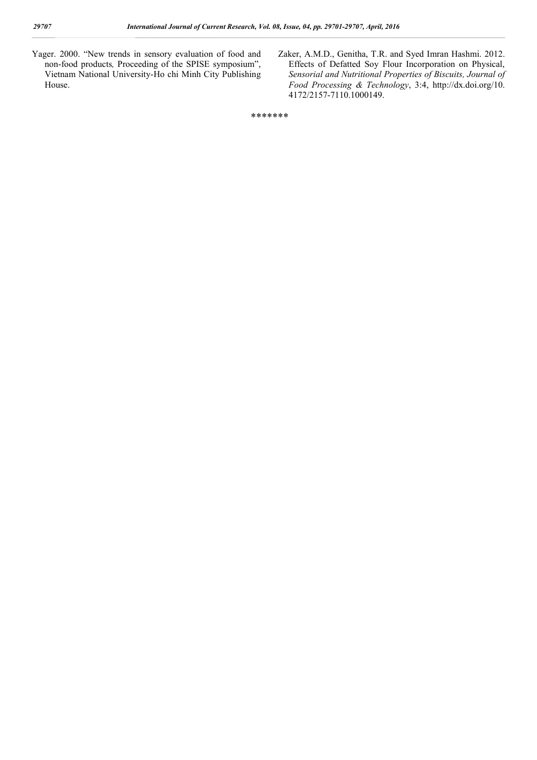Yager. 2000. "New trends in sensory evaluation of food and non-food products*,* Proceeding of the SPISE symposium", Vietnam National University-Ho chi Minh City Publishing House.

Zaker, A.M.D., Genitha, T.R. and Syed Imran Hashmi. 2012. Effects of Defatted Soy Flour Incorporation on Physical, *Sensorial and Nutritional Properties of Biscuits, Journal of Food Processing & Technology*, 3:4, http://dx.doi.org/10.4172/2157-7110.1000149.

*******